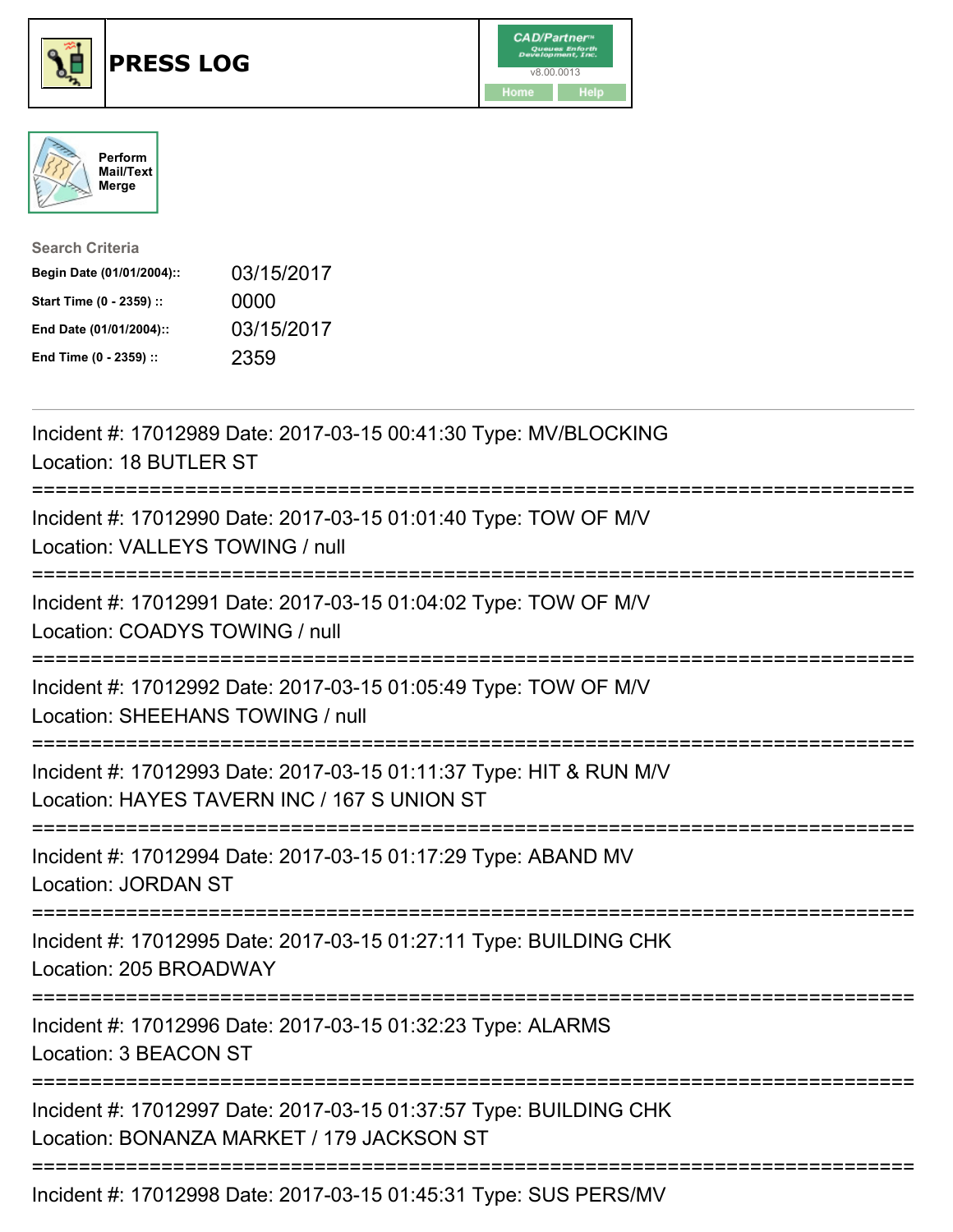# PRESS LOG

Perform Mail/Text Merge

**Search Criteria**

| | |
|---|---|
| **Begin Date (01/01/2004)::** | 03/15/2017 |
| **Start Time (0 - 2359) ::** | 0000 |
| **End Date (01/01/2004)::** | 03/15/2017 |
| **End Time (0 - 2359) ::** | 2359 |

Incident #: 17012989 Date: 2017-03-15 00:41:30 Type: MV/BLOCKING
Location: 18 BUTLER ST

===========================================================================

Incident #: 17012990 Date: 2017-03-15 01:01:40 Type: TOW OF M/V
Location: VALLEYS TOWING / null

===========================================================================

Incident #: 17012991 Date: 2017-03-15 01:04:02 Type: TOW OF M/V
Location: COADYS TOWING / null

===========================================================================

Incident #: 17012992 Date: 2017-03-15 01:05:49 Type: TOW OF M/V
Location: SHEEHANS TOWING / null

===========================================================================

Incident #: 17012993 Date: 2017-03-15 01:11:37 Type: HIT & RUN M/V
Location: HAYES TAVERN INC / 167 S UNION ST

===========================================================================

Incident #: 17012994 Date: 2017-03-15 01:17:29 Type: ABAND MV
Location: JORDAN ST

===========================================================================

Incident #: 17012995 Date: 2017-03-15 01:27:11 Type: BUILDING CHK
Location: 205 BROADWAY

===========================================================================

Incident #: 17012996 Date: 2017-03-15 01:32:23 Type: ALARMS
Location: 3 BEACON ST

===========================================================================

Incident #: 17012997 Date: 2017-03-15 01:37:57 Type: BUILDING CHK
Location: BONANZA MARKET / 179 JACKSON ST

===========================================================================

Incident #: 17012998 Date: 2017-03-15 01:45:31 Type: SUS PERS/MV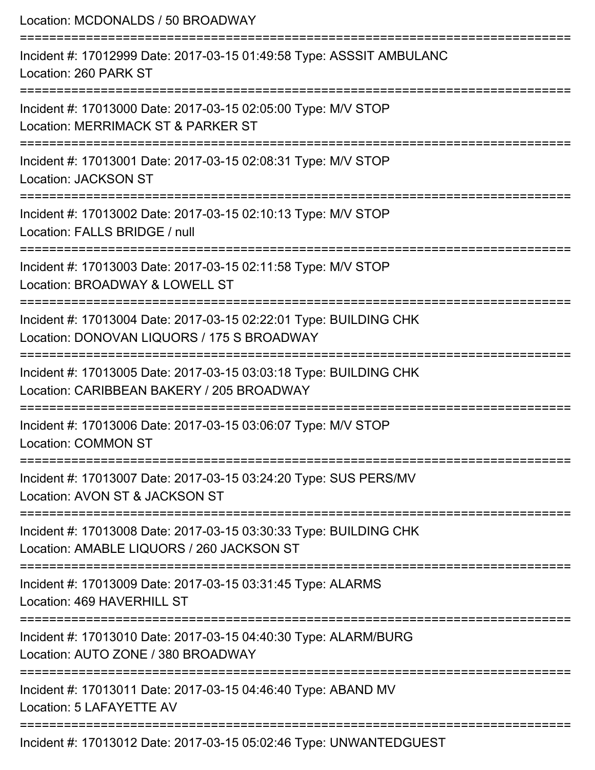Location: MCDONALDS / 50 BROADWAY

===========================================================================

Incident #: 17012999 Date: 2017-03-15 01:49:58 Type: ASSSIT AMBULANC

Location: 260 PARK ST

===========================================================================

Incident #: 17013000 Date: 2017-03-15 02:05:00 Type: M/V STOP

Location: MERRIMACK ST & PARKER ST

===========================================================================

Incident #: 17013001 Date: 2017-03-15 02:08:31 Type: M/V STOP

Location: JACKSON ST

===========================================================================

Incident #: 17013002 Date: 2017-03-15 02:10:13 Type: M/V STOP

Location: FALLS BRIDGE / null

===========================================================================

Incident #: 17013003 Date: 2017-03-15 02:11:58 Type: M/V STOP

Location: BROADWAY & LOWELL ST

===========================================================================

Incident #: 17013004 Date: 2017-03-15 02:22:01 Type: BUILDING CHK

Location: DONOVAN LIQUORS / 175 S BROADWAY

===========================================================================

Incident #: 17013005 Date: 2017-03-15 03:03:18 Type: BUILDING CHK

Location: CARIBBEAN BAKERY / 205 BROADWAY

===========================================================================

Incident #: 17013006 Date: 2017-03-15 03:06:07 Type: M/V STOP

Location: COMMON ST

===========================================================================

Incident #: 17013007 Date: 2017-03-15 03:24:20 Type: SUS PERS/MV

Location: AVON ST & JACKSON ST

===========================================================================

Incident #: 17013008 Date: 2017-03-15 03:30:33 Type: BUILDING CHK

Location: AMABLE LIQUORS / 260 JACKSON ST

===========================================================================

Incident #: 17013009 Date: 2017-03-15 03:31:45 Type: ALARMS

Location: 469 HAVERHILL ST

===========================================================================

Incident #: 17013010 Date: 2017-03-15 04:40:30 Type: ALARM/BURG

Location: AUTO ZONE / 380 BROADWAY

===========================================================================

Incident #: 17013011 Date: 2017-03-15 04:46:40 Type: ABAND MV

Location: 5 LAFAYETTE AV

===========================================================================

Incident #: 17013012 Date: 2017-03-15 05:02:46 Type: UNWANTEDGUEST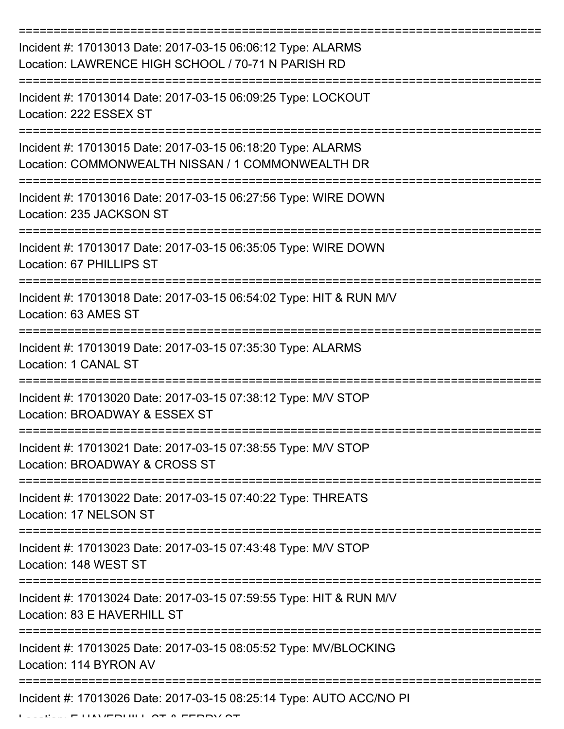===========================================================================

Incident #: 17013013 Date: 2017-03-15 06:06:12 Type: ALARMS
Location: LAWRENCE HIGH SCHOOL / 70-71 N PARISH RD

===========================================================================

Incident #: 17013014 Date: 2017-03-15 06:09:25 Type: LOCKOUT
Location: 222 ESSEX ST

===========================================================================

Incident #: 17013015 Date: 2017-03-15 06:18:20 Type: ALARMS
Location: COMMONWEALTH NISSAN / 1 COMMONWEALTH DR

===========================================================================

Incident #: 17013016 Date: 2017-03-15 06:27:56 Type: WIRE DOWN
Location: 235 JACKSON ST

===========================================================================

Incident #: 17013017 Date: 2017-03-15 06:35:05 Type: WIRE DOWN
Location: 67 PHILLIPS ST

===========================================================================

Incident #: 17013018 Date: 2017-03-15 06:54:02 Type: HIT & RUN M/V
Location: 63 AMES ST

===========================================================================

Incident #: 17013019 Date: 2017-03-15 07:35:30 Type: ALARMS
Location: 1 CANAL ST

===========================================================================

Incident #: 17013020 Date: 2017-03-15 07:38:12 Type: M/V STOP
Location: BROADWAY & ESSEX ST

===========================================================================

Incident #: 17013021 Date: 2017-03-15 07:38:55 Type: M/V STOP
Location: BROADWAY & CROSS ST

===========================================================================

Incident #: 17013022 Date: 2017-03-15 07:40:22 Type: THREATS
Location: 17 NELSON ST

===========================================================================

Incident #: 17013023 Date: 2017-03-15 07:43:48 Type: M/V STOP
Location: 148 WEST ST

===========================================================================

Incident #: 17013024 Date: 2017-03-15 07:59:55 Type: HIT & RUN M/V
Location: 83 E HAVERHILL ST

===========================================================================

Incident #: 17013025 Date: 2017-03-15 08:05:52 Type: MV/BLOCKING
Location: 114 BYRON AV

===========================================================================

Incident #: 17013026 Date: 2017-03-15 08:25:14 Type: AUTO ACC/NO PI
Location: E HAVERHILL ST & FERRY ST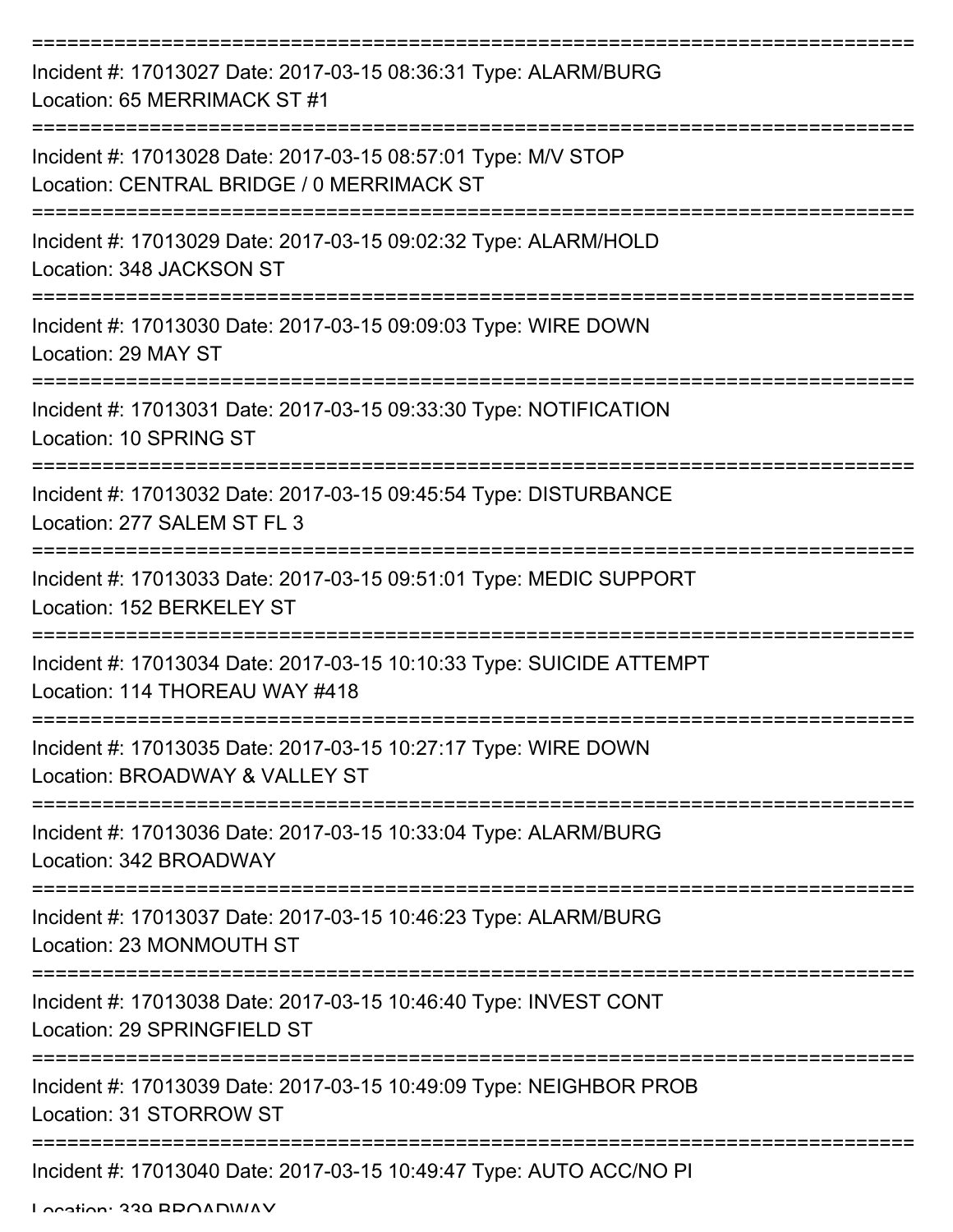===========================================================================

Incident #: 17013027 Date: 2017-03-15 08:36:31 Type: ALARM/BURG
Location: 65 MERRIMACK ST #1

===========================================================================

Incident #: 17013028 Date: 2017-03-15 08:57:01 Type: M/V STOP
Location: CENTRAL BRIDGE / 0 MERRIMACK ST

===========================================================================

Incident #: 17013029 Date: 2017-03-15 09:02:32 Type: ALARM/HOLD
Location: 348 JACKSON ST

===========================================================================

Incident #: 17013030 Date: 2017-03-15 09:09:03 Type: WIRE DOWN
Location: 29 MAY ST

===========================================================================

Incident #: 17013031 Date: 2017-03-15 09:33:30 Type: NOTIFICATION
Location: 10 SPRING ST

===========================================================================

Incident #: 17013032 Date: 2017-03-15 09:45:54 Type: DISTURBANCE
Location: 277 SALEM ST FL 3

===========================================================================

Incident #: 17013033 Date: 2017-03-15 09:51:01 Type: MEDIC SUPPORT
Location: 152 BERKELEY ST

===========================================================================

Incident #: 17013034 Date: 2017-03-15 10:10:33 Type: SUICIDE ATTEMPT
Location: 114 THOREAU WAY #418

===========================================================================

Incident #: 17013035 Date: 2017-03-15 10:27:17 Type: WIRE DOWN
Location: BROADWAY & VALLEY ST

===========================================================================

Incident #: 17013036 Date: 2017-03-15 10:33:04 Type: ALARM/BURG
Location: 342 BROADWAY

===========================================================================

Incident #: 17013037 Date: 2017-03-15 10:46:23 Type: ALARM/BURG
Location: 23 MONMOUTH ST

===========================================================================

Incident #: 17013038 Date: 2017-03-15 10:46:40 Type: INVEST CONT
Location: 29 SPRINGFIELD ST

===========================================================================

Incident #: 17013039 Date: 2017-03-15 10:49:09 Type: NEIGHBOR PROB
Location: 31 STORROW ST

===========================================================================

Incident #: 17013040 Date: 2017-03-15 10:49:47 Type: AUTO ACC/NO PI
Location: 339 BROADWAY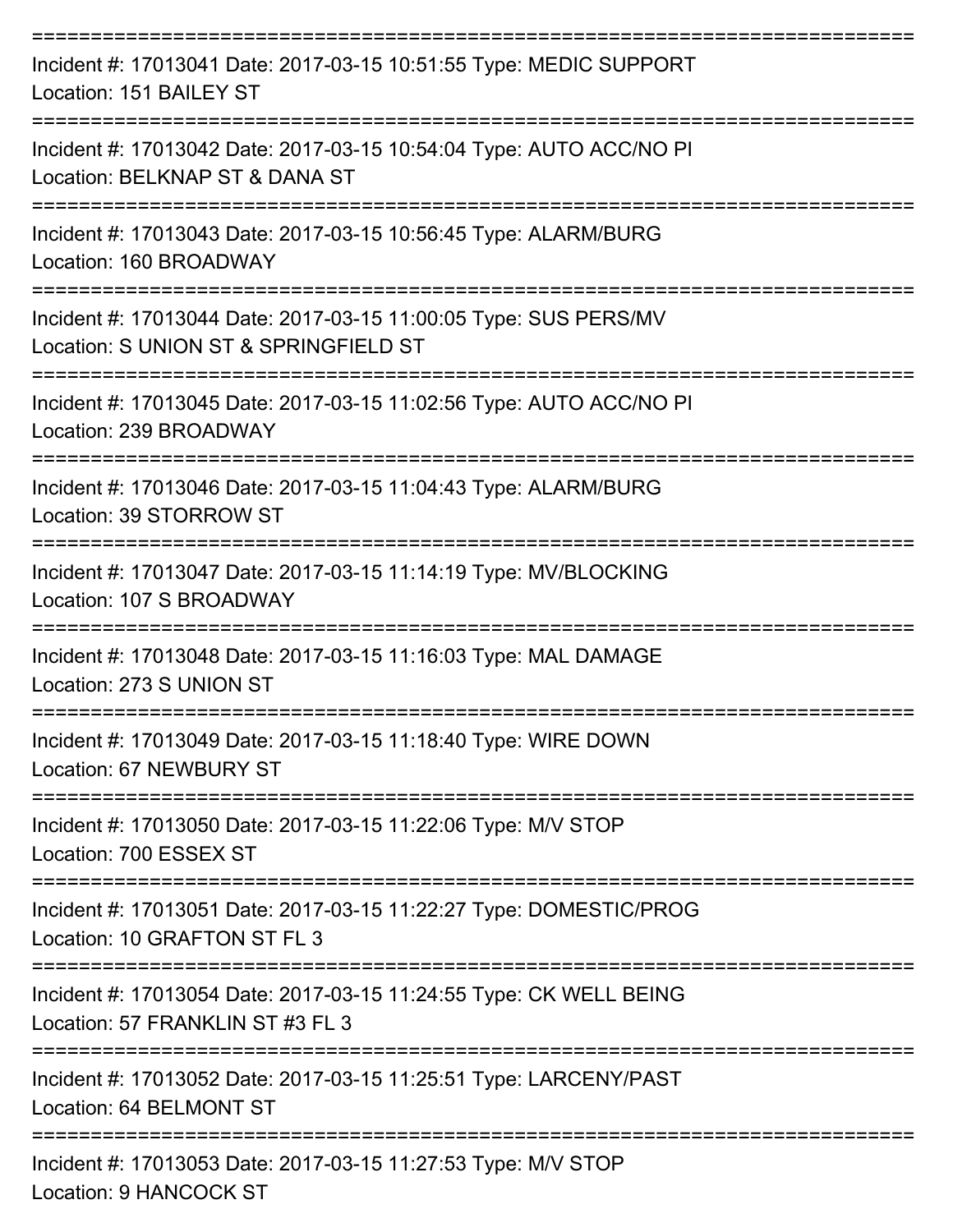===========================================================================

Incident #: 17013041 Date: 2017-03-15 10:51:55 Type: MEDIC SUPPORT
Location: 151 BAILEY ST

===========================================================================

Incident #: 17013042 Date: 2017-03-15 10:54:04 Type: AUTO ACC/NO PI
Location: BELKNAP ST & DANA ST

===========================================================================

Incident #: 17013043 Date: 2017-03-15 10:56:45 Type: ALARM/BURG
Location: 160 BROADWAY

===========================================================================

Incident #: 17013044 Date: 2017-03-15 11:00:05 Type: SUS PERS/MV
Location: S UNION ST & SPRINGFIELD ST

===========================================================================

Incident #: 17013045 Date: 2017-03-15 11:02:56 Type: AUTO ACC/NO PI
Location: 239 BROADWAY

===========================================================================

Incident #: 17013046 Date: 2017-03-15 11:04:43 Type: ALARM/BURG
Location: 39 STORROW ST

===========================================================================

Incident #: 17013047 Date: 2017-03-15 11:14:19 Type: MV/BLOCKING
Location: 107 S BROADWAY

===========================================================================

Incident #: 17013048 Date: 2017-03-15 11:16:03 Type: MAL DAMAGE
Location: 273 S UNION ST

===========================================================================

Incident #: 17013049 Date: 2017-03-15 11:18:40 Type: WIRE DOWN
Location: 67 NEWBURY ST

===========================================================================

Incident #: 17013050 Date: 2017-03-15 11:22:06 Type: M/V STOP
Location: 700 ESSEX ST

===========================================================================

Incident #: 17013051 Date: 2017-03-15 11:22:27 Type: DOMESTIC/PROG
Location: 10 GRAFTON ST FL 3

===========================================================================

Incident #: 17013054 Date: 2017-03-15 11:24:55 Type: CK WELL BEING
Location: 57 FRANKLIN ST #3 FL 3

===========================================================================

Incident #: 17013052 Date: 2017-03-15 11:25:51 Type: LARCENY/PAST
Location: 64 BELMONT ST

===========================================================================

Incident #: 17013053 Date: 2017-03-15 11:27:53 Type: M/V STOP
Location: 9 HANCOCK ST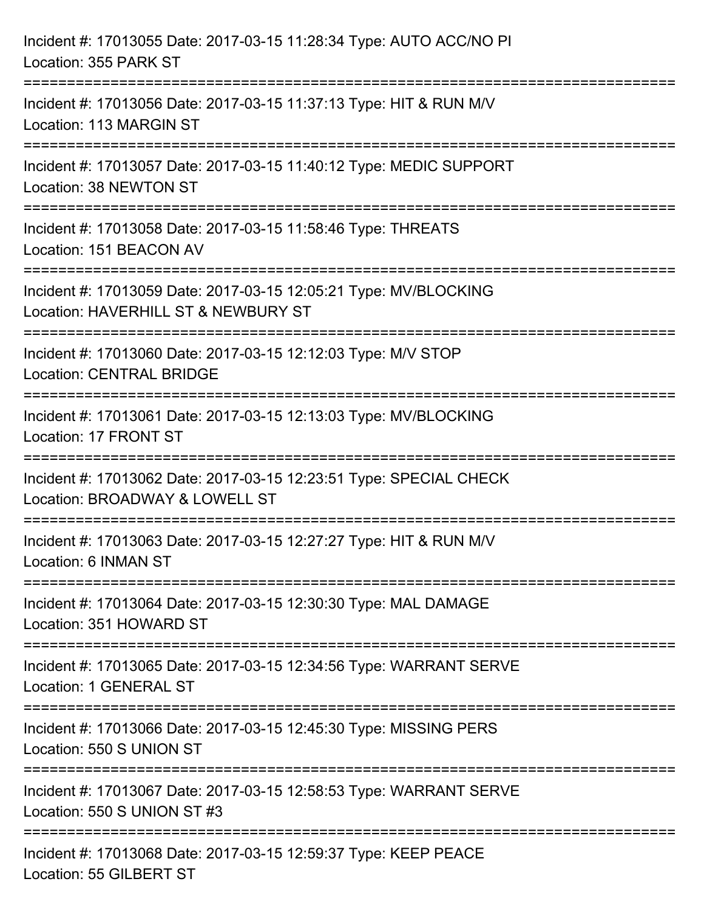Incident #: 17013055 Date: 2017-03-15 11:28:34 Type: AUTO ACC/NO PI
Location: 355 PARK ST

===========================================================================

Incident #: 17013056 Date: 2017-03-15 11:37:13 Type: HIT & RUN M/V
Location: 113 MARGIN ST

===========================================================================

Incident #: 17013057 Date: 2017-03-15 11:40:12 Type: MEDIC SUPPORT
Location: 38 NEWTON ST

===========================================================================

Incident #: 17013058 Date: 2017-03-15 11:58:46 Type: THREATS
Location: 151 BEACON AV

===========================================================================

Incident #: 17013059 Date: 2017-03-15 12:05:21 Type: MV/BLOCKING
Location: HAVERHILL ST & NEWBURY ST

===========================================================================

Incident #: 17013060 Date: 2017-03-15 12:12:03 Type: M/V STOP
Location: CENTRAL BRIDGE

===========================================================================

Incident #: 17013061 Date: 2017-03-15 12:13:03 Type: MV/BLOCKING
Location: 17 FRONT ST

===========================================================================

Incident #: 17013062 Date: 2017-03-15 12:23:51 Type: SPECIAL CHECK
Location: BROADWAY & LOWELL ST

===========================================================================

Incident #: 17013063 Date: 2017-03-15 12:27:27 Type: HIT & RUN M/V
Location: 6 INMAN ST

===========================================================================

Incident #: 17013064 Date: 2017-03-15 12:30:30 Type: MAL DAMAGE
Location: 351 HOWARD ST

===========================================================================

Incident #: 17013065 Date: 2017-03-15 12:34:56 Type: WARRANT SERVE
Location: 1 GENERAL ST

===========================================================================

Incident #: 17013066 Date: 2017-03-15 12:45:30 Type: MISSING PERS
Location: 550 S UNION ST

===========================================================================

Incident #: 17013067 Date: 2017-03-15 12:58:53 Type: WARRANT SERVE
Location: 550 S UNION ST #3

===========================================================================

Incident #: 17013068 Date: 2017-03-15 12:59:37 Type: KEEP PEACE
Location: 55 GILBERT ST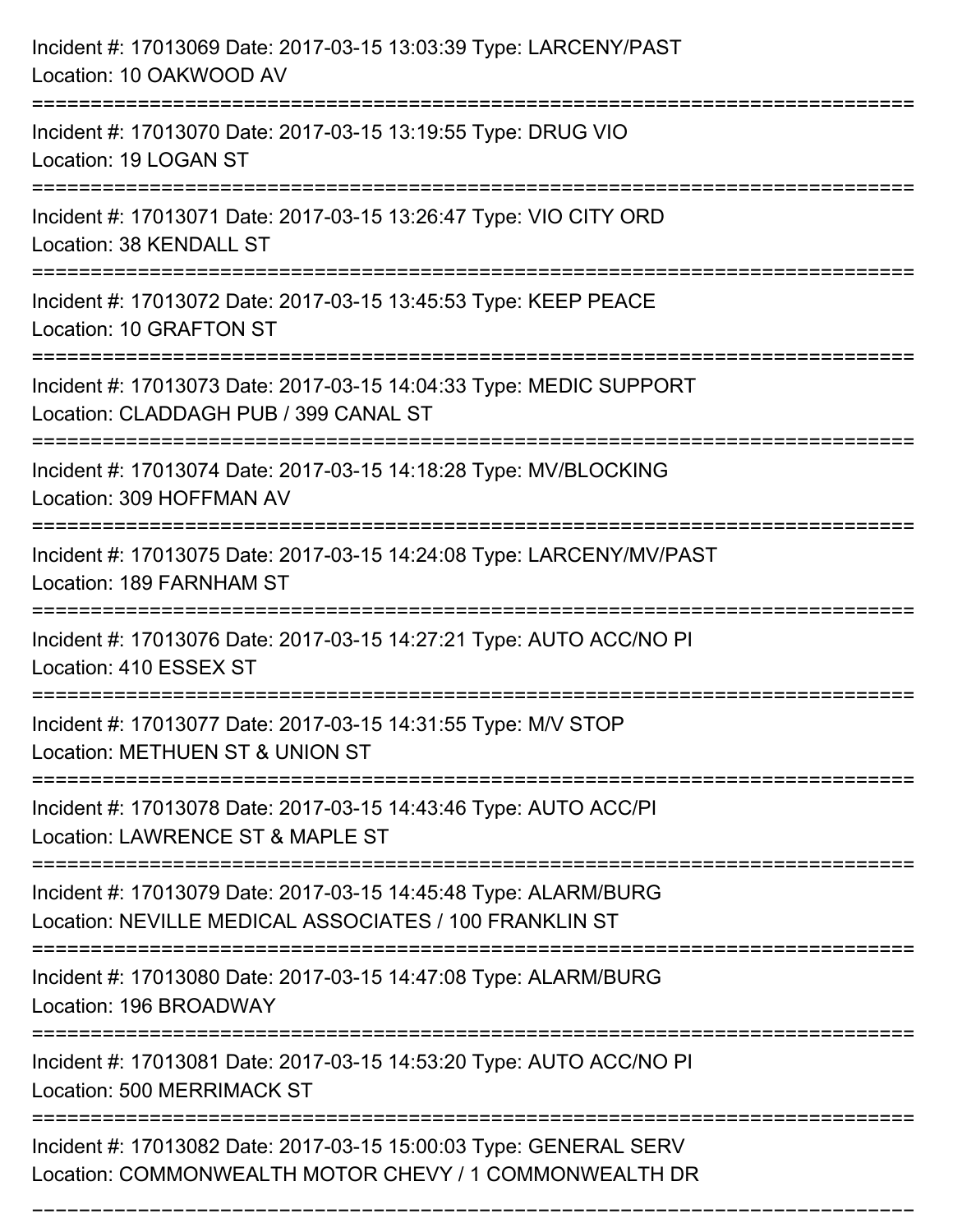Incident #: 17013069 Date: 2017-03-15 13:03:39 Type: LARCENY/PAST
Location: 10 OAKWOOD AV

===========================================================================

Incident #: 17013070 Date: 2017-03-15 13:19:55 Type: DRUG VIO
Location: 19 LOGAN ST

===========================================================================

Incident #: 17013071 Date: 2017-03-15 13:26:47 Type: VIO CITY ORD
Location: 38 KENDALL ST

===========================================================================

Incident #: 17013072 Date: 2017-03-15 13:45:53 Type: KEEP PEACE
Location: 10 GRAFTON ST

===========================================================================

Incident #: 17013073 Date: 2017-03-15 14:04:33 Type: MEDIC SUPPORT
Location: CLADDAGH PUB / 399 CANAL ST

===========================================================================

Incident #: 17013074 Date: 2017-03-15 14:18:28 Type: MV/BLOCKING
Location: 309 HOFFMAN AV

===========================================================================

Incident #: 17013075 Date: 2017-03-15 14:24:08 Type: LARCENY/MV/PAST
Location: 189 FARNHAM ST

===========================================================================

Incident #: 17013076 Date: 2017-03-15 14:27:21 Type: AUTO ACC/NO PI
Location: 410 ESSEX ST

===========================================================================

Incident #: 17013077 Date: 2017-03-15 14:31:55 Type: M/V STOP
Location: METHUEN ST & UNION ST

===========================================================================

Incident #: 17013078 Date: 2017-03-15 14:43:46 Type: AUTO ACC/PI
Location: LAWRENCE ST & MAPLE ST

===========================================================================

Incident #: 17013079 Date: 2017-03-15 14:45:48 Type: ALARM/BURG
Location: NEVILLE MEDICAL ASSOCIATES / 100 FRANKLIN ST

===========================================================================

Incident #: 17013080 Date: 2017-03-15 14:47:08 Type: ALARM/BURG
Location: 196 BROADWAY

===========================================================================

Incident #: 17013081 Date: 2017-03-15 14:53:20 Type: AUTO ACC/NO PI
Location: 500 MERRIMACK ST

===========================================================================

Incident #: 17013082 Date: 2017-03-15 15:00:03 Type: GENERAL SERV
Location: COMMONWEALTH MOTOR CHEVY / 1 COMMONWEALTH DR

===========================================================================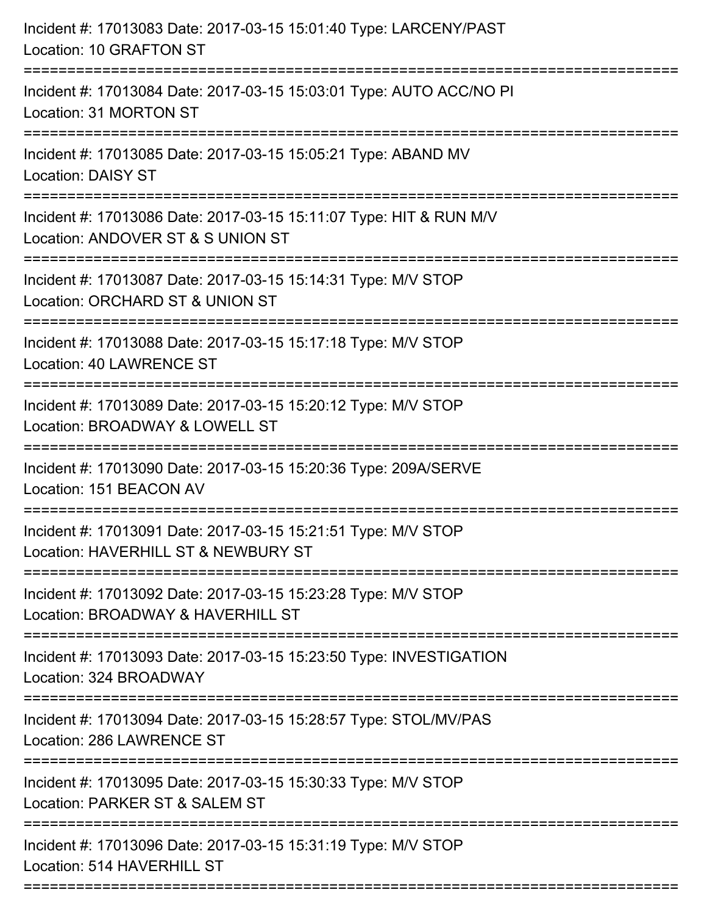Incident #: 17013083 Date: 2017-03-15 15:01:40 Type: LARCENY/PAST
Location: 10 GRAFTON ST

===========================================================================

Incident #: 17013084 Date: 2017-03-15 15:03:01 Type: AUTO ACC/NO PI
Location: 31 MORTON ST

===========================================================================

Incident #: 17013085 Date: 2017-03-15 15:05:21 Type: ABAND MV
Location: DAISY ST

===========================================================================

Incident #: 17013086 Date: 2017-03-15 15:11:07 Type: HIT & RUN M/V
Location: ANDOVER ST & S UNION ST

===========================================================================

Incident #: 17013087 Date: 2017-03-15 15:14:31 Type: M/V STOP
Location: ORCHARD ST & UNION ST

===========================================================================

Incident #: 17013088 Date: 2017-03-15 15:17:18 Type: M/V STOP
Location: 40 LAWRENCE ST

===========================================================================

Incident #: 17013089 Date: 2017-03-15 15:20:12 Type: M/V STOP
Location: BROADWAY & LOWELL ST

===========================================================================

Incident #: 17013090 Date: 2017-03-15 15:20:36 Type: 209A/SERVE
Location: 151 BEACON AV

===========================================================================

Incident #: 17013091 Date: 2017-03-15 15:21:51 Type: M/V STOP
Location: HAVERHILL ST & NEWBURY ST

===========================================================================

Incident #: 17013092 Date: 2017-03-15 15:23:28 Type: M/V STOP
Location: BROADWAY & HAVERHILL ST

===========================================================================

Incident #: 17013093 Date: 2017-03-15 15:23:50 Type: INVESTIGATION
Location: 324 BROADWAY

===========================================================================

Incident #: 17013094 Date: 2017-03-15 15:28:57 Type: STOL/MV/PAS
Location: 286 LAWRENCE ST

===========================================================================

Incident #: 17013095 Date: 2017-03-15 15:30:33 Type: M/V STOP
Location: PARKER ST & SALEM ST

===========================================================================

Incident #: 17013096 Date: 2017-03-15 15:31:19 Type: M/V STOP
Location: 514 HAVERHILL ST

===========================================================================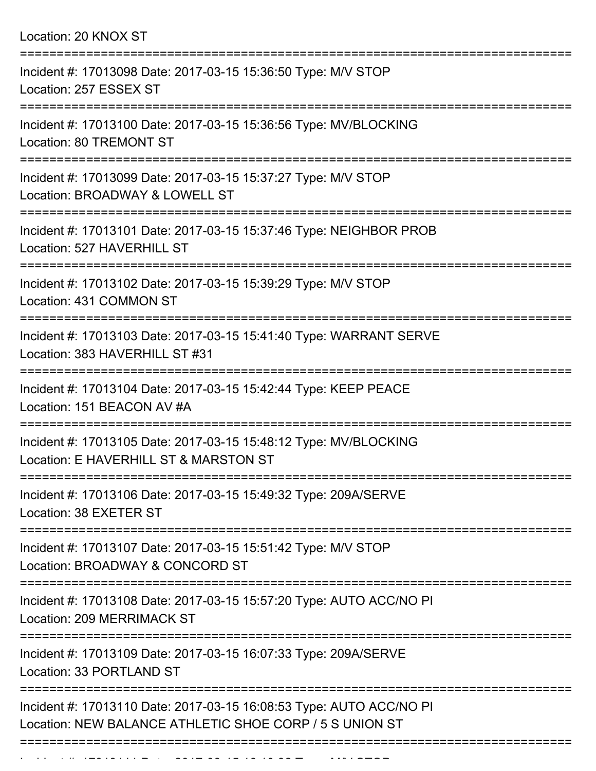Location: 20 KNOX ST

===========================================================================

Incident #: 17013098 Date: 2017-03-15 15:36:50 Type: M/V STOP
Location: 257 ESSEX ST

===========================================================================

Incident #: 17013100 Date: 2017-03-15 15:36:56 Type: MV/BLOCKING
Location: 80 TREMONT ST

===========================================================================

Incident #: 17013099 Date: 2017-03-15 15:37:27 Type: M/V STOP
Location: BROADWAY & LOWELL ST

===========================================================================

Incident #: 17013101 Date: 2017-03-15 15:37:46 Type: NEIGHBOR PROB
Location: 527 HAVERHILL ST

===========================================================================

Incident #: 17013102 Date: 2017-03-15 15:39:29 Type: M/V STOP
Location: 431 COMMON ST

===========================================================================

Incident #: 17013103 Date: 2017-03-15 15:41:40 Type: WARRANT SERVE
Location: 383 HAVERHILL ST #31

===========================================================================

Incident #: 17013104 Date: 2017-03-15 15:42:44 Type: KEEP PEACE
Location: 151 BEACON AV #A

===========================================================================

Incident #: 17013105 Date: 2017-03-15 15:48:12 Type: MV/BLOCKING
Location: E HAVERHILL ST & MARSTON ST

===========================================================================

Incident #: 17013106 Date: 2017-03-15 15:49:32 Type: 209A/SERVE
Location: 38 EXETER ST

===========================================================================

Incident #: 17013107 Date: 2017-03-15 15:51:42 Type: M/V STOP
Location: BROADWAY & CONCORD ST

===========================================================================

Incident #: 17013108 Date: 2017-03-15 15:57:20 Type: AUTO ACC/NO PI
Location: 209 MERRIMACK ST

===========================================================================

Incident #: 17013109 Date: 2017-03-15 16:07:33 Type: 209A/SERVE
Location: 33 PORTLAND ST

===========================================================================

Incident #: 17013110 Date: 2017-03-15 16:08:53 Type: AUTO ACC/NO PI
Location: NEW BALANCE ATHLETIC SHOE CORP / 5 S UNION ST

===========================================================================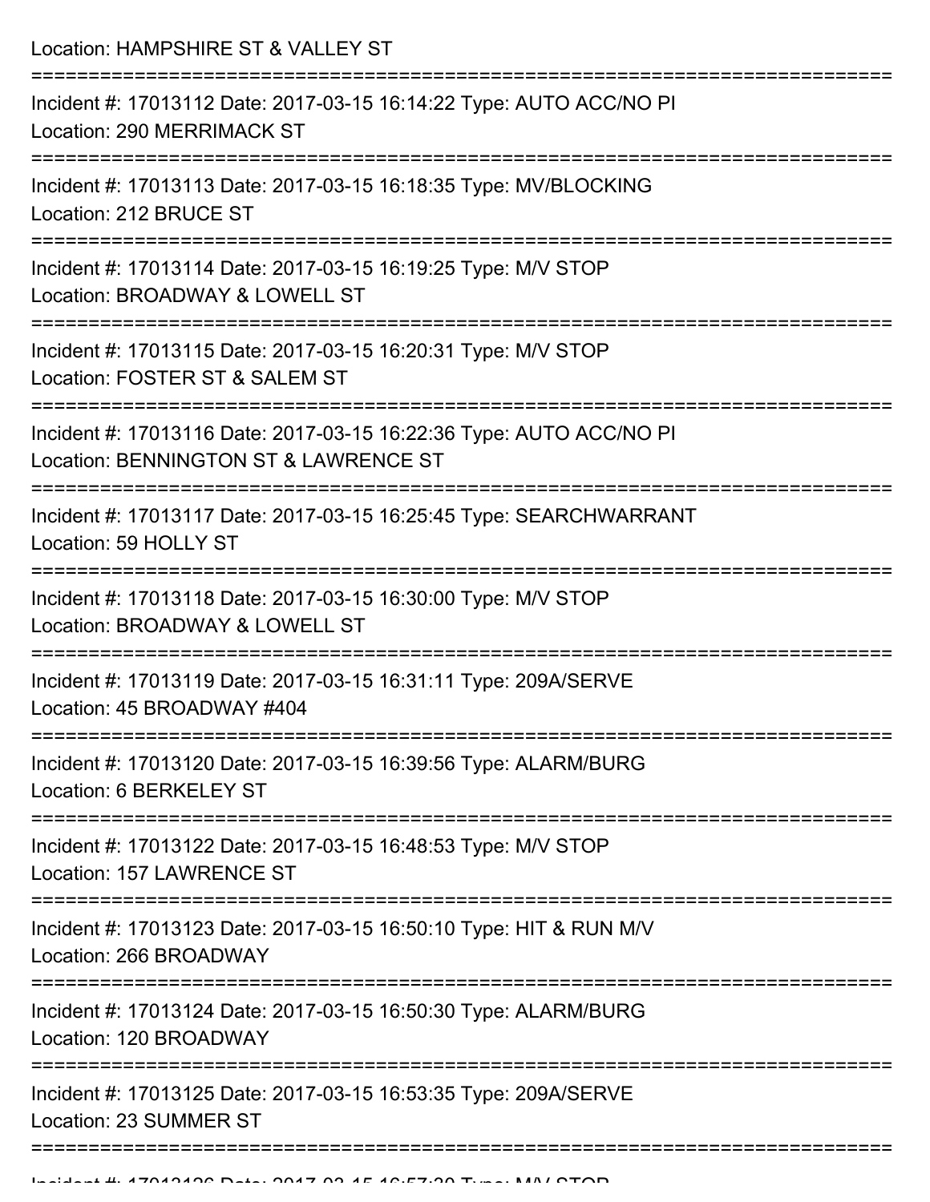Location: HAMPSHIRE ST & VALLEY ST

===========================================================================

Incident #: 17013112 Date: 2017-03-15 16:14:22 Type: AUTO ACC/NO PI
Location: 290 MERRIMACK ST

===========================================================================

Incident #: 17013113 Date: 2017-03-15 16:18:35 Type: MV/BLOCKING
Location: 212 BRUCE ST

===========================================================================

Incident #: 17013114 Date: 2017-03-15 16:19:25 Type: M/V STOP
Location: BROADWAY & LOWELL ST

===========================================================================

Incident #: 17013115 Date: 2017-03-15 16:20:31 Type: M/V STOP
Location: FOSTER ST & SALEM ST

===========================================================================

Incident #: 17013116 Date: 2017-03-15 16:22:36 Type: AUTO ACC/NO PI
Location: BENNINGTON ST & LAWRENCE ST

===========================================================================

Incident #: 17013117 Date: 2017-03-15 16:25:45 Type: SEARCHWARRANT
Location: 59 HOLLY ST

===========================================================================

Incident #: 17013118 Date: 2017-03-15 16:30:00 Type: M/V STOP
Location: BROADWAY & LOWELL ST

===========================================================================

Incident #: 17013119 Date: 2017-03-15 16:31:11 Type: 209A/SERVE
Location: 45 BROADWAY #404

===========================================================================

Incident #: 17013120 Date: 2017-03-15 16:39:56 Type: ALARM/BURG
Location: 6 BERKELEY ST

===========================================================================

Incident #: 17013122 Date: 2017-03-15 16:48:53 Type: M/V STOP
Location: 157 LAWRENCE ST

===========================================================================

Incident #: 17013123 Date: 2017-03-15 16:50:10 Type: HIT & RUN M/V
Location: 266 BROADWAY

===========================================================================

Incident #: 17013124 Date: 2017-03-15 16:50:30 Type: ALARM/BURG
Location: 120 BROADWAY

===========================================================================

Incident #: 17013125 Date: 2017-03-15 16:53:35 Type: 209A/SERVE
Location: 23 SUMMER ST

===========================================================================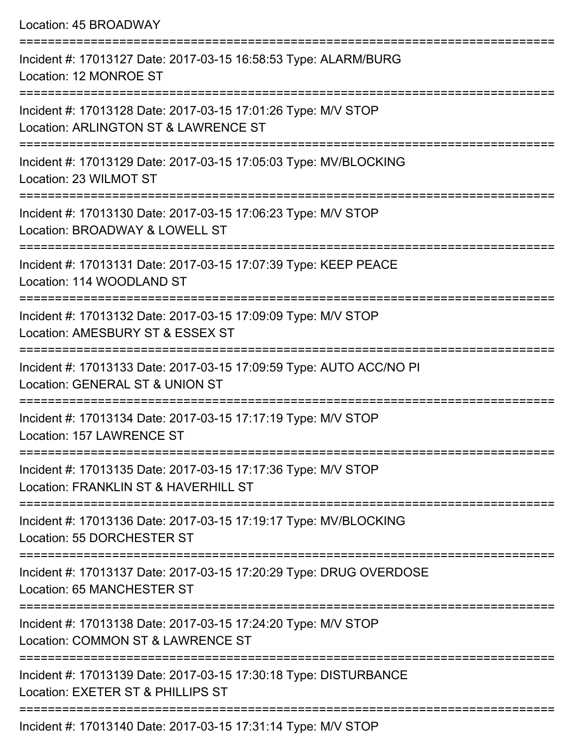Location: 45 BROADWAY

===========================================================================

Incident #: 17013127 Date: 2017-03-15 16:58:53 Type: ALARM/BURG
Location: 12 MONROE ST

===========================================================================

Incident #: 17013128 Date: 2017-03-15 17:01:26 Type: M/V STOP
Location: ARLINGTON ST & LAWRENCE ST

===========================================================================

Incident #: 17013129 Date: 2017-03-15 17:05:03 Type: MV/BLOCKING
Location: 23 WILMOT ST

===========================================================================

Incident #: 17013130 Date: 2017-03-15 17:06:23 Type: M/V STOP
Location: BROADWAY & LOWELL ST

===========================================================================

Incident #: 17013131 Date: 2017-03-15 17:07:39 Type: KEEP PEACE
Location: 114 WOODLAND ST

===========================================================================

Incident #: 17013132 Date: 2017-03-15 17:09:09 Type: M/V STOP
Location: AMESBURY ST & ESSEX ST

===========================================================================

Incident #: 17013133 Date: 2017-03-15 17:09:59 Type: AUTO ACC/NO PI
Location: GENERAL ST & UNION ST

===========================================================================

Incident #: 17013134 Date: 2017-03-15 17:17:19 Type: M/V STOP
Location: 157 LAWRENCE ST

===========================================================================

Incident #: 17013135 Date: 2017-03-15 17:17:36 Type: M/V STOP
Location: FRANKLIN ST & HAVERHILL ST

===========================================================================

Incident #: 17013136 Date: 2017-03-15 17:19:17 Type: MV/BLOCKING
Location: 55 DORCHESTER ST

===========================================================================

Incident #: 17013137 Date: 2017-03-15 17:20:29 Type: DRUG OVERDOSE
Location: 65 MANCHESTER ST

===========================================================================

Incident #: 17013138 Date: 2017-03-15 17:24:20 Type: M/V STOP
Location: COMMON ST & LAWRENCE ST

===========================================================================

Incident #: 17013139 Date: 2017-03-15 17:30:18 Type: DISTURBANCE
Location: EXETER ST & PHILLIPS ST

===========================================================================

Incident #: 17013140 Date: 2017-03-15 17:31:14 Type: M/V STOP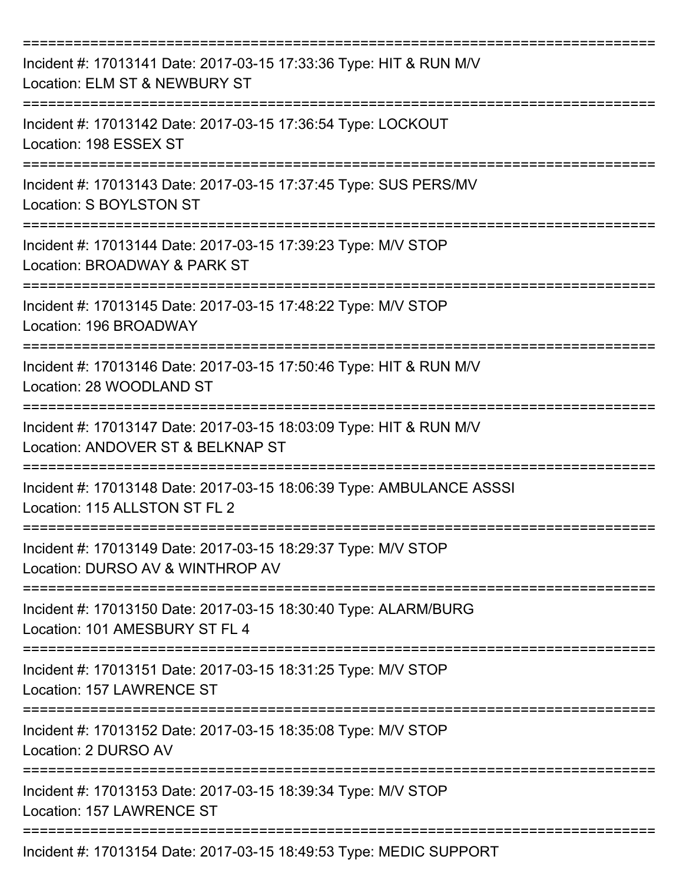===========================================================================

Incident #: 17013141 Date: 2017-03-15 17:33:36 Type: HIT & RUN M/V
Location: ELM ST & NEWBURY ST

===========================================================================

Incident #: 17013142 Date: 2017-03-15 17:36:54 Type: LOCKOUT
Location: 198 ESSEX ST

===========================================================================

Incident #: 17013143 Date: 2017-03-15 17:37:45 Type: SUS PERS/MV
Location: S BOYLSTON ST

===========================================================================

Incident #: 17013144 Date: 2017-03-15 17:39:23 Type: M/V STOP
Location: BROADWAY & PARK ST

===========================================================================

Incident #: 17013145 Date: 2017-03-15 17:48:22 Type: M/V STOP
Location: 196 BROADWAY

===========================================================================

Incident #: 17013146 Date: 2017-03-15 17:50:46 Type: HIT & RUN M/V
Location: 28 WOODLAND ST

===========================================================================

Incident #: 17013147 Date: 2017-03-15 18:03:09 Type: HIT & RUN M/V
Location: ANDOVER ST & BELKNAP ST

===========================================================================

Incident #: 17013148 Date: 2017-03-15 18:06:39 Type: AMBULANCE ASSSI
Location: 115 ALLSTON ST FL 2

===========================================================================

Incident #: 17013149 Date: 2017-03-15 18:29:37 Type: M/V STOP
Location: DURSO AV & WINTHROP AV

===========================================================================

Incident #: 17013150 Date: 2017-03-15 18:30:40 Type: ALARM/BURG
Location: 101 AMESBURY ST FL 4

===========================================================================

Incident #: 17013151 Date: 2017-03-15 18:31:25 Type: M/V STOP
Location: 157 LAWRENCE ST

===========================================================================

Incident #: 17013152 Date: 2017-03-15 18:35:08 Type: M/V STOP
Location: 2 DURSO AV

===========================================================================

Incident #: 17013153 Date: 2017-03-15 18:39:34 Type: M/V STOP
Location: 157 LAWRENCE ST

===========================================================================

Incident #: 17013154 Date: 2017-03-15 18:49:53 Type: MEDIC SUPPORT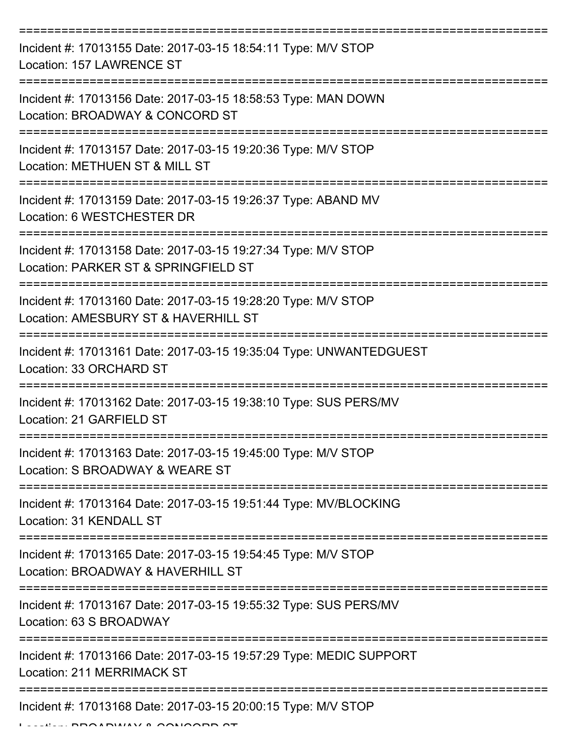===========================================================================

Incident #: 17013155 Date: 2017-03-15 18:54:11 Type: M/V STOP
Location: 157 LAWRENCE ST

===========================================================================

Incident #: 17013156 Date: 2017-03-15 18:58:53 Type: MAN DOWN
Location: BROADWAY & CONCORD ST

===========================================================================

Incident #: 17013157 Date: 2017-03-15 19:20:36 Type: M/V STOP
Location: METHUEN ST & MILL ST

===========================================================================

Incident #: 17013159 Date: 2017-03-15 19:26:37 Type: ABAND MV
Location: 6 WESTCHESTER DR

===========================================================================

Incident #: 17013158 Date: 2017-03-15 19:27:34 Type: M/V STOP
Location: PARKER ST & SPRINGFIELD ST

===========================================================================

Incident #: 17013160 Date: 2017-03-15 19:28:20 Type: M/V STOP
Location: AMESBURY ST & HAVERHILL ST

===========================================================================

Incident #: 17013161 Date: 2017-03-15 19:35:04 Type: UNWANTEDGUEST
Location: 33 ORCHARD ST

===========================================================================

Incident #: 17013162 Date: 2017-03-15 19:38:10 Type: SUS PERS/MV
Location: 21 GARFIELD ST

===========================================================================

Incident #: 17013163 Date: 2017-03-15 19:45:00 Type: M/V STOP
Location: S BROADWAY & WEARE ST

===========================================================================

Incident #: 17013164 Date: 2017-03-15 19:51:44 Type: MV/BLOCKING
Location: 31 KENDALL ST

===========================================================================

Incident #: 17013165 Date: 2017-03-15 19:54:45 Type: M/V STOP
Location: BROADWAY & HAVERHILL ST

===========================================================================

Incident #: 17013167 Date: 2017-03-15 19:55:32 Type: SUS PERS/MV
Location: 63 S BROADWAY

===========================================================================

Incident #: 17013166 Date: 2017-03-15 19:57:29 Type: MEDIC SUPPORT
Location: 211 MERRIMACK ST

===========================================================================

Incident #: 17013168 Date: 2017-03-15 20:00:15 Type: M/V STOP
Location: BROADWAY & CONCORD ST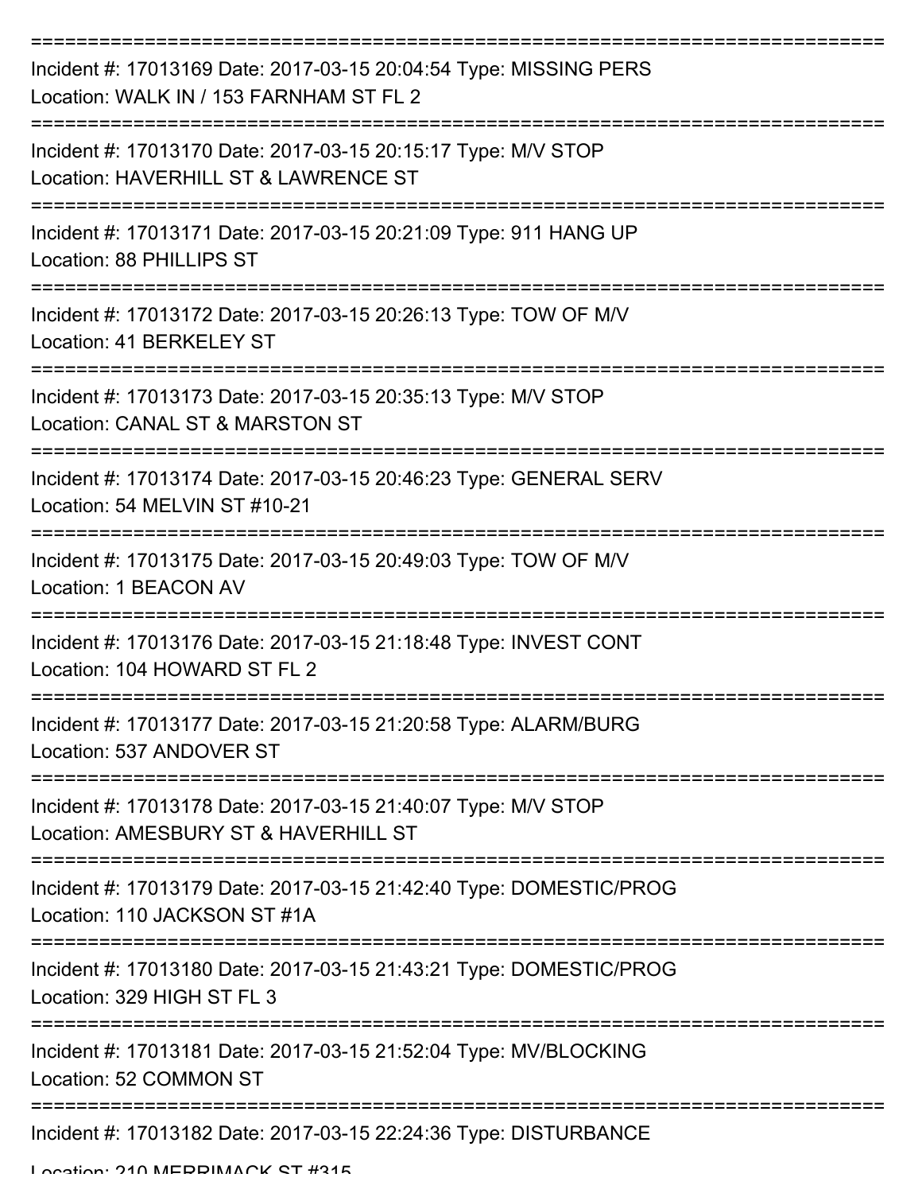===========================================================================
Incident #: 17013169 Date: 2017-03-15 20:04:54 Type: MISSING PERS
Location: WALK IN / 153 FARNHAM ST FL 2
===========================================================================
Incident #: 17013170 Date: 2017-03-15 20:15:17 Type: M/V STOP
Location: HAVERHILL ST & LAWRENCE ST
===========================================================================
Incident #: 17013171 Date: 2017-03-15 20:21:09 Type: 911 HANG UP
Location: 88 PHILLIPS ST
===========================================================================
Incident #: 17013172 Date: 2017-03-15 20:26:13 Type: TOW OF M/V
Location: 41 BERKELEY ST
===========================================================================
Incident #: 17013173 Date: 2017-03-15 20:35:13 Type: M/V STOP
Location: CANAL ST & MARSTON ST
===========================================================================
Incident #: 17013174 Date: 2017-03-15 20:46:23 Type: GENERAL SERV
Location: 54 MELVIN ST #10-21
===========================================================================
Incident #: 17013175 Date: 2017-03-15 20:49:03 Type: TOW OF M/V
Location: 1 BEACON AV
===========================================================================
Incident #: 17013176 Date: 2017-03-15 21:18:48 Type: INVEST CONT
Location: 104 HOWARD ST FL 2
===========================================================================
Incident #: 17013177 Date: 2017-03-15 21:20:58 Type: ALARM/BURG
Location: 537 ANDOVER ST
===========================================================================
Incident #: 17013178 Date: 2017-03-15 21:40:07 Type: M/V STOP
Location: AMESBURY ST & HAVERHILL ST
===========================================================================
Incident #: 17013179 Date: 2017-03-15 21:42:40 Type: DOMESTIC/PROG
Location: 110 JACKSON ST #1A
===========================================================================
Incident #: 17013180 Date: 2017-03-15 21:43:21 Type: DOMESTIC/PROG
Location: 329 HIGH ST FL 3
===========================================================================
Incident #: 17013181 Date: 2017-03-15 21:52:04 Type: MV/BLOCKING
Location: 52 COMMON ST
===========================================================================
Incident #: 17013182 Date: 2017-03-15 22:24:36 Type: DISTURBANCE
Location: 210 MERRIMACK ST #315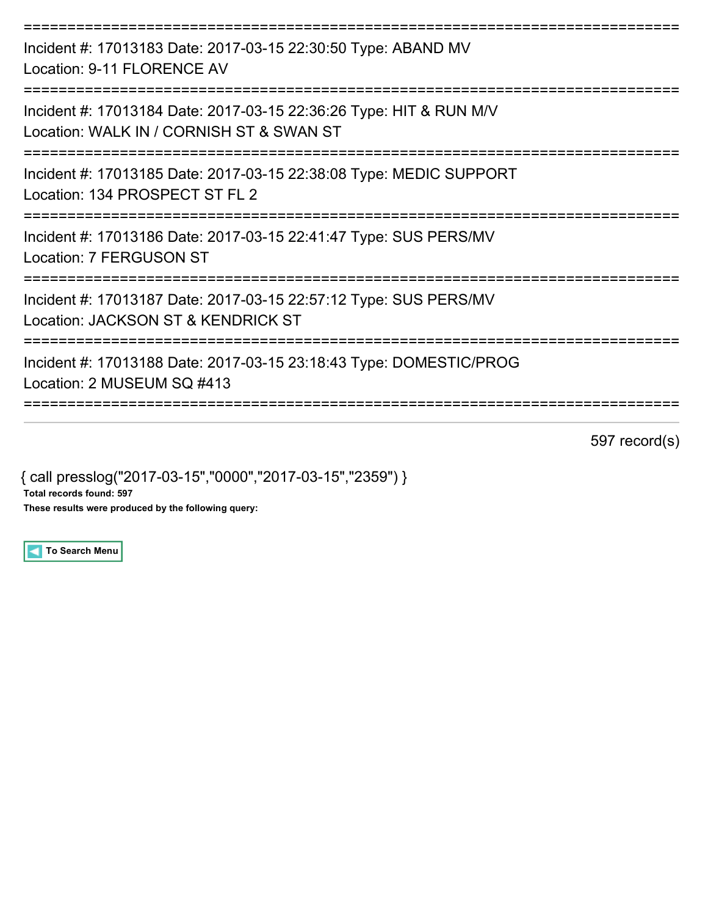===========================================================================

Incident #: 17013183 Date: 2017-03-15 22:30:50 Type: ABAND MV

Location: 9-11 FLORENCE AV

===========================================================================

Incident #: 17013184 Date: 2017-03-15 22:36:26 Type: HIT & RUN M/V

Location: WALK IN / CORNISH ST & SWAN ST

===========================================================================

Incident #: 17013185 Date: 2017-03-15 22:38:08 Type: MEDIC SUPPORT

Location: 134 PROSPECT ST FL 2

===========================================================================

Incident #: 17013186 Date: 2017-03-15 22:41:47 Type: SUS PERS/MV

Location: 7 FERGUSON ST

===========================================================================

Incident #: 17013187 Date: 2017-03-15 22:57:12 Type: SUS PERS/MV

Location: JACKSON ST & KENDRICK ST

===========================================================================

Incident #: 17013188 Date: 2017-03-15 23:18:43 Type: DOMESTIC/PROG

Location: 2 MUSEUM SQ #413

===========================================================================

597 record(s)

{ call presslog("2017-03-15","0000","2017-03-15","2359") }

**Total records found: 597**

**These results were produced by the following query:**

To Search Menu